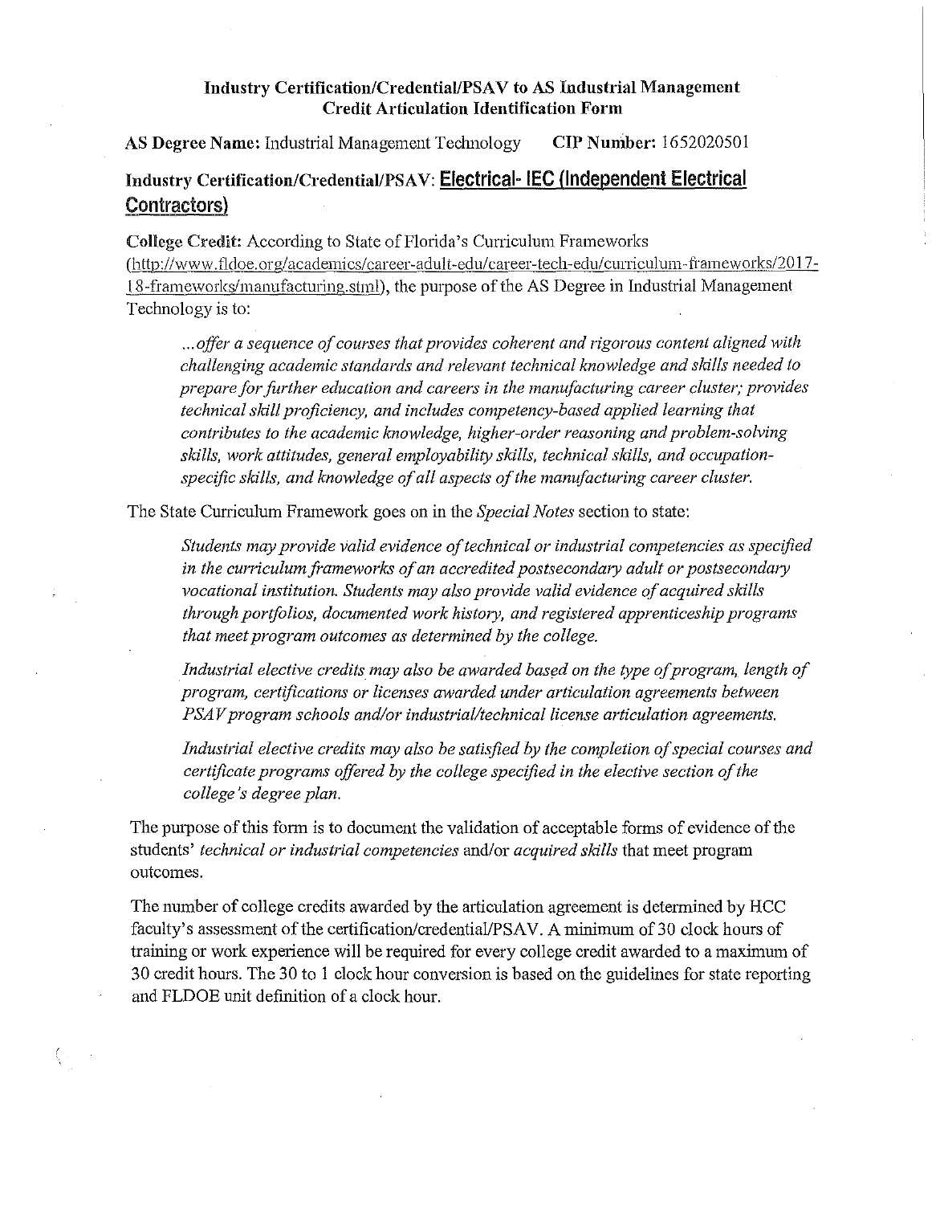# Industry Certification/Credential/PSAV to AS Industrial Management Credit Articulation Identification Form

**AS Degree Name:** Industrial Management Technology **CIP Number:** 1652020501

## Industry Certification/Credential/PSAV: Electrical- IEC (Independent Electrical Contractors)

**College Credit:** According to State of Florida's Curriculum Frameworks (http://www.fldoe.org/academics/career-adult-edu/career-tech-edu/curriculum-frameworks/2017-18-frameworks/manufacturing.stml), the purpose of the AS Degree in Industrial Management Technology is to:

> *...offer a sequence of courses that provides coherent and rigorous content aligned with challenging academic standards and relevant technical knowledge and skills needed to prepare for further education and careers in the manufacturing career cluster; provides technical skill proficiency, and includes competency-based applied learning that contributes to the academic knowledge, higher-order reasoning and problem-solving skills, work attitudes, general employability skills, technical skills, and occupation-specific skills, and knowledge of all aspects of the manufacturing career cluster.*

The State Curriculum Framework goes on in the *Special Notes* section to state:

> *Students may provide valid evidence of technical or industrial competencies as specified in the curriculum frameworks of an accredited postsecondary adult or postsecondary vocational institution. Students may also provide valid evidence of acquired skills through portfolios, documented work history, and registered apprenticeship programs that meet program outcomes as determined by the college.*
>
> *Industrial elective credits may also be awarded based on the type of program, length of program, certifications or licenses awarded under articulation agreements between PSAV program schools and/or industrial/technical license articulation agreements.*
>
> *Industrial elective credits may also be satisfied by the completion of special courses and certificate programs offered by the college specified in the elective section of the college's degree plan.*

The purpose of this form is to document the validation of acceptable forms of evidence of the students' *technical or industrial competencies* and/or *acquired skills* that meet program outcomes.

The number of college credits awarded by the articulation agreement is determined by HCC faculty's assessment of the certification/credential/PSAV. A minimum of 30 clock hours of training or work experience will be required for every college credit awarded to a maximum of 30 credit hours. The 30 to 1 clock hour conversion is based on the guidelines for state reporting and FLDOE unit definition of a clock hour.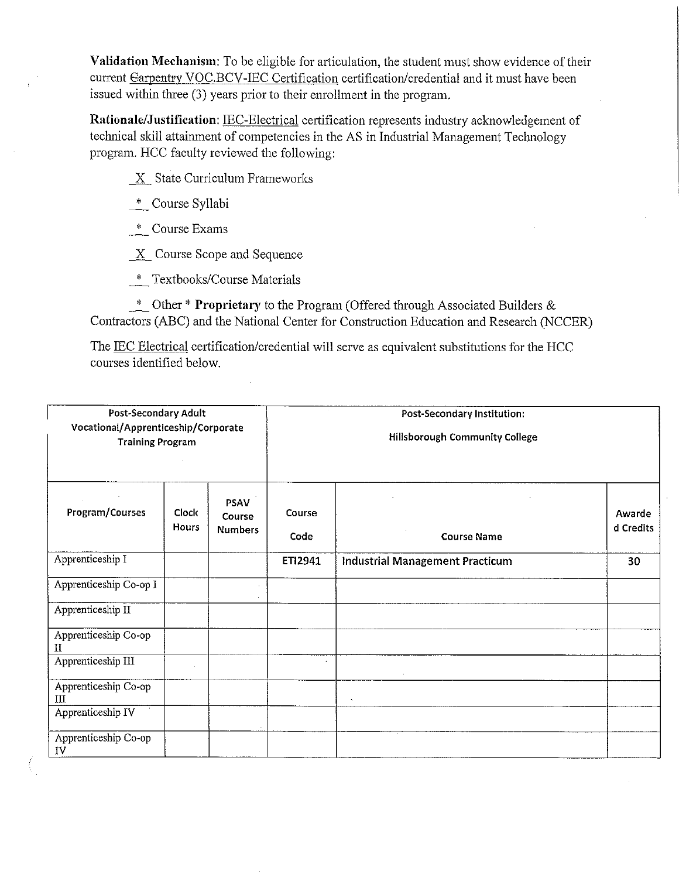**Validation Mechanism**: To be eligible for articulation, the student must show evidence of their current Carpentry VOC.BCV-IEC Certification certification/credential and it must have been issued within three (3) years prior to their enrollment in the program.

**Rationale/Justification**: IEC-Electrical certification represents industry acknowledgement of technical skill attainment of competencies in the AS in Industrial Management Technology program. HCC faculty reviewed the following:

_X_ State Curriculum Frameworks

_*_ Course Syllabi

_*_ Course Exams

_X_ Course Scope and Sequence

_*_ Textbooks/Course Materials

_*_ Other * **Proprietary** to the Program (Offered through Associated Builders & Contractors (ABC) and the National Center for Construction Education and Research (NCCER)

The IEC Electrical certification/credential will serve as equivalent substitutions for the HCC courses identified below.

| Post-Secondary Adult Vocational/Apprenticeship/Corporate Training Program | | | Post-Secondary Institution: Hillsborough Community College | | |
|---|---|---|---|---|---|
| Program/Courses | Clock Hours | PSAV Course Numbers | Course Code | Course Name | Awarded Credits |
| Apprenticeship I | | | ETI2941 | Industrial Management Practicum | 30 |
| Apprenticeship Co-op I | | | | | |
| Apprenticeship II | | | | | |
| Apprenticeship Co-op II | | | | | |
| Apprenticeship III | | | | | |
| Apprenticeship Co-op III | | | | | |
| Apprenticeship IV | | | | | |
| Apprenticeship Co-op IV | | | | | |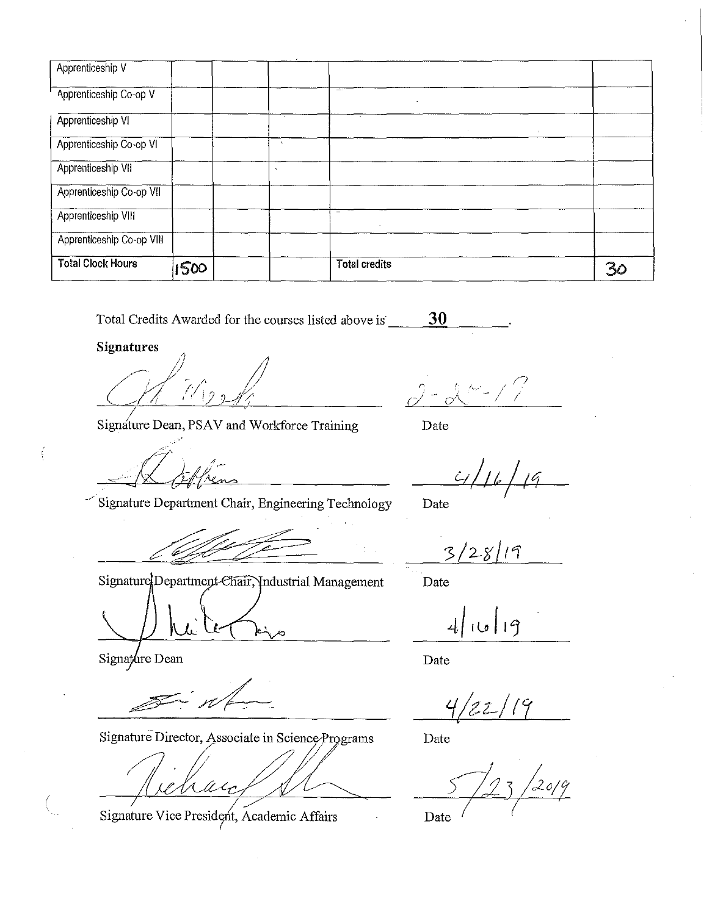| | | | | |
|---|---|---|---|---|
| Apprenticeship V | | | | | |
| Apprenticeship Co-op V | | | | | |
| Apprenticeship VI | | | | | |
| Apprenticeship Co-op VI | | | | | |
| Apprenticeship VII | | | | | |
| Apprenticeship Co-op VII | | | | | |
| Apprenticeship VIII | | | | | |
| Apprenticeship Co-op VIII | | | | | |
| **Total Clock Hours** | 1500 | | | **Total credits** | 30 |

Total Credits Awarded for the courses listed above is **30**.

**Signatures**

Signature Dean, PSAV and Workforce Training — Date: 3-26-19

Signature Department Chair, Engineering Technology — Date: 4/16/19

Signature Department Chair, Industrial Management — Date: 3/28/19

Signature Dean — Date: 4/16/19

Signature Director, Associate in Science Programs — Date: 4/22/19

Signature Vice President, Academic Affairs — Date: 5/23/2019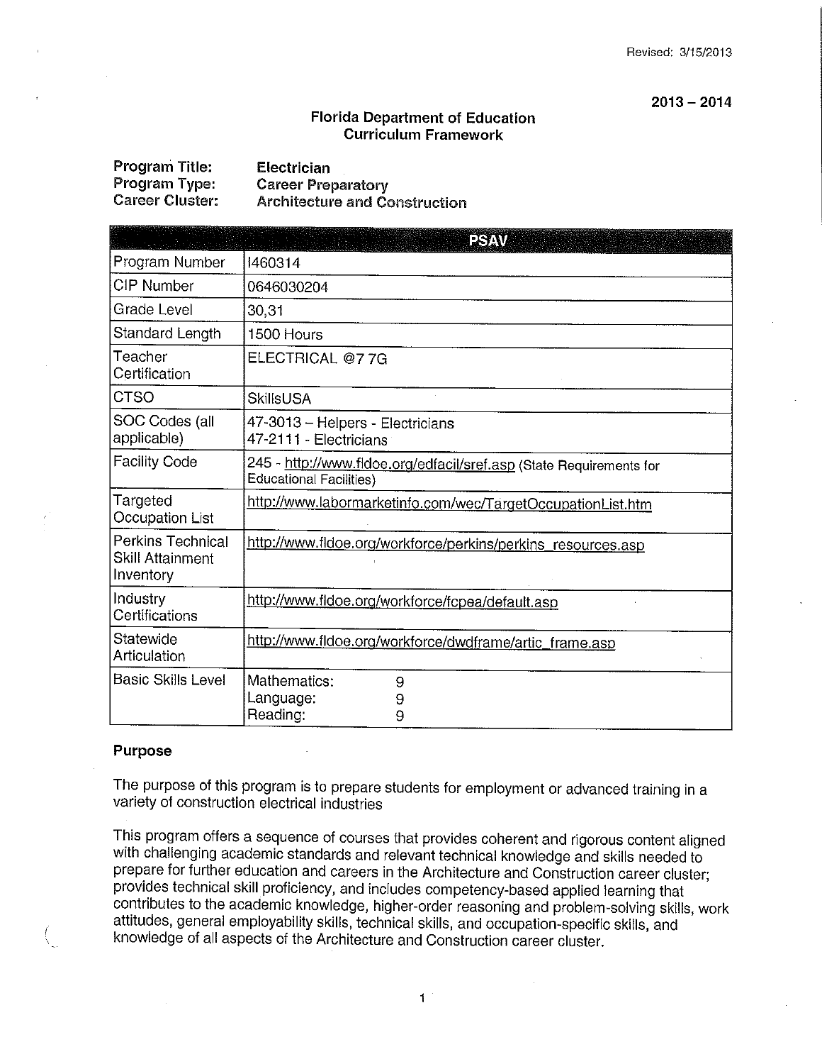Revised: 3/15/2013

2013 – 2014

# Florida Department of Education
## Curriculum Framework

**Program Title:** Electrician
**Program Type:** Career Preparatory
**Career Cluster:** Architecture and Construction

| | PSAV |
|---|---|
| Program Number | I460314 |
| CIP Number | 0646030204 |
| Grade Level | 30,31 |
| Standard Length | 1500 Hours |
| Teacher Certification | ELECTRICAL @7 7G |
| CTSO | SkillsUSA |
| SOC Codes (all applicable) | 47-3013 – Helpers - Electricians<br>47-2111 - Electricians |
| Facility Code | 245 - http://www.fldoe.org/edfacil/sref.asp (State Requirements for Educational Facilities) |
| Targeted Occupation List | http://www.labormarketinfo.com/wec/TargetOccupationList.htm |
| Perkins Technical Skill Attainment Inventory | http://www.fldoe.org/workforce/perkins/perkins_resources.asp |
| Industry Certifications | http://www.fldoe.org/workforce/fcpea/default.asp |
| Statewide Articulation | http://www.fldoe.org/workforce/dwdframe/artic_frame.asp |
| Basic Skills Level | Mathematics: 9<br>Language: 9<br>Reading: 9 |

### Purpose

The purpose of this program is to prepare students for employment or advanced training in a variety of construction electrical industries

This program offers a sequence of courses that provides coherent and rigorous content aligned with challenging academic standards and relevant technical knowledge and skills needed to prepare for further education and careers in the Architecture and Construction career cluster; provides technical skill proficiency, and includes competency-based applied learning that contributes to the academic knowledge, higher-order reasoning and problem-solving skills, work attitudes, general employability skills, technical skills, and occupation-specific skills, and knowledge of all aspects of the Architecture and Construction career cluster.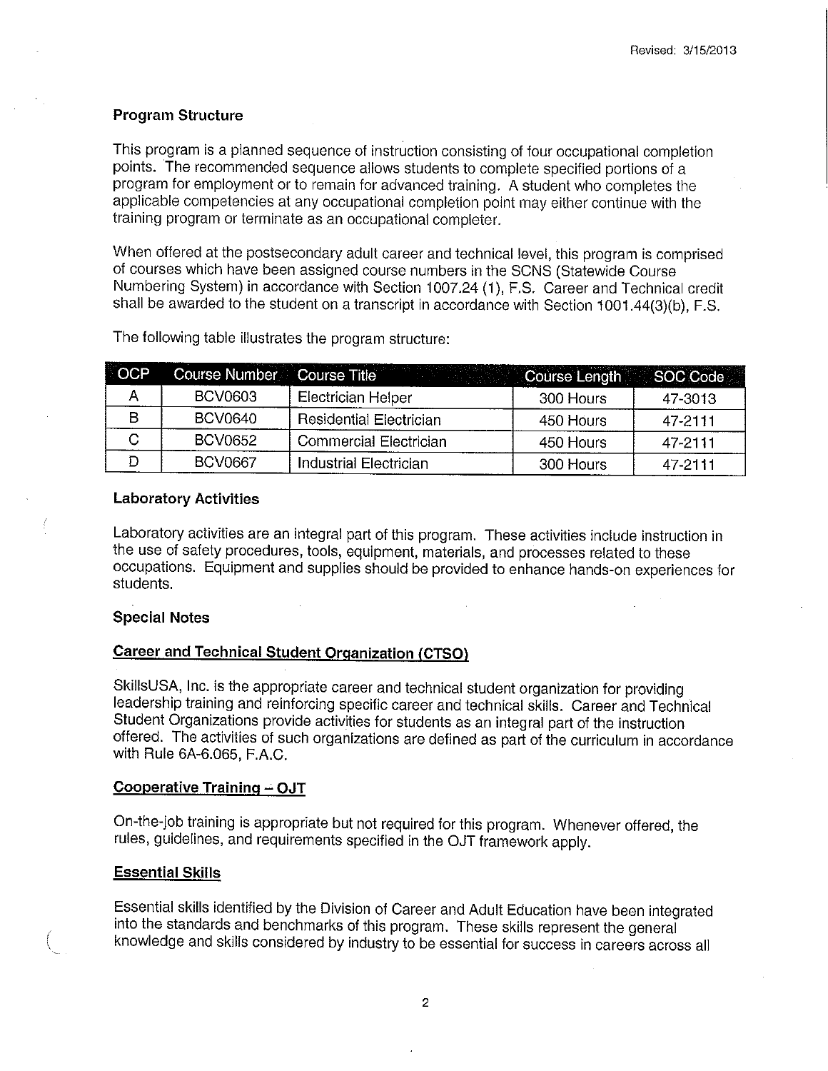### Program Structure

This program is a planned sequence of instruction consisting of four occupational completion points. The recommended sequence allows students to complete specified portions of a program for employment or to remain for advanced training. A student who completes the applicable competencies at any occupational completion point may either continue with the training program or terminate as an occupational completer.

When offered at the postsecondary adult career and technical level, this program is comprised of courses which have been assigned course numbers in the SCNS (Statewide Course Numbering System) in accordance with Section 1007.24 (1), F.S. Career and Technical credit shall be awarded to the student on a transcript in accordance with Section 1001.44(3)(b), F.S.

The following table illustrates the program structure:

| OCP | Course Number | Course Title | Course Length | SOC Code |
|---|---|---|---|---|
| A | BCV0603 | Electrician Helper | 300 Hours | 47-3013 |
| B | BCV0640 | Residential Electrician | 450 Hours | 47-2111 |
| C | BCV0652 | Commercial Electrician | 450 Hours | 47-2111 |
| D | BCV0667 | Industrial Electrician | 300 Hours | 47-2111 |

### Laboratory Activities

Laboratory activities are an integral part of this program. These activities include instruction in the use of safety procedures, tools, equipment, materials, and processes related to these occupations. Equipment and supplies should be provided to enhance hands-on experiences for students.

### Special Notes

#### Career and Technical Student Organization (CTSO)

SkillsUSA, Inc. is the appropriate career and technical student organization for providing leadership training and reinforcing specific career and technical skills. Career and Technical Student Organizations provide activities for students as an integral part of the instruction offered. The activities of such organizations are defined as part of the curriculum in accordance with Rule 6A-6.065, F.A.C.

#### Cooperative Training – OJT

On-the-job training is appropriate but not required for this program. Whenever offered, the rules, guidelines, and requirements specified in the OJT framework apply.

#### Essential Skills

Essential skills identified by the Division of Career and Adult Education have been integrated into the standards and benchmarks of this program. These skills represent the general knowledge and skills considered by industry to be essential for success in careers across all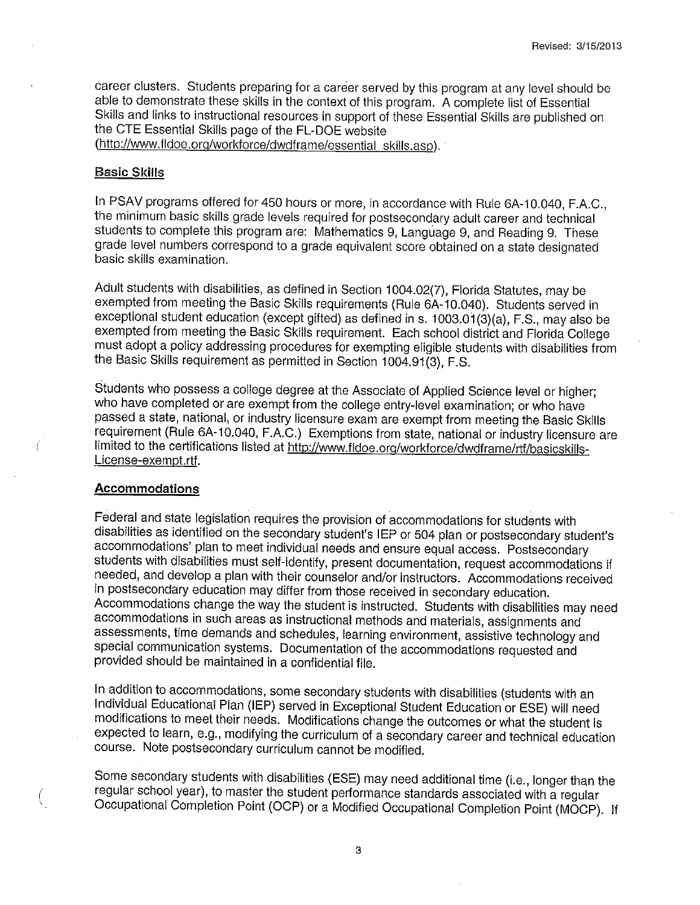career clusters. Students preparing for a career served by this program at any level should be able to demonstrate these skills in the context of this program. A complete list of Essential Skills and links to instructional resources in support of these Essential Skills are published on the CTE Essential Skills page of the FL-DOE website (http://www.fldoe.org/workforce/dwdframe/essential_skills.asp).

## Basic Skills

In PSAV programs offered for 450 hours or more, in accordance with Rule 6A-10.040, F.A.C., the minimum basic skills grade levels required for postsecondary adult career and technical students to complete this program are: Mathematics 9, Language 9, and Reading 9. These grade level numbers correspond to a grade equivalent score obtained on a state designated basic skills examination.

Adult students with disabilities, as defined in Section 1004.02(7), Florida Statutes, may be exempted from meeting the Basic Skills requirements (Rule 6A-10.040). Students served in exceptional student education (except gifted) as defined in s. 1003.01(3)(a), F.S., may also be exempted from meeting the Basic Skills requirement. Each school district and Florida College must adopt a policy addressing procedures for exempting eligible students with disabilities from the Basic Skills requirement as permitted in Section 1004.91(3), F.S.

Students who possess a college degree at the Associate of Applied Science level or higher; who have completed or are exempt from the college entry-level examination; or who have passed a state, national, or industry licensure exam are exempt from meeting the Basic Skills requirement (Rule 6A-10.040, F.A.C.) Exemptions from state, national or industry licensure are limited to the certifications listed at http://www.fldoe.org/workforce/dwdframe/rtf/basicskills-License-exempt.rtf.

## Accommodations

Federal and state legislation requires the provision of accommodations for students with disabilities as identified on the secondary student's IEP or 504 plan or postsecondary student's accommodations' plan to meet individual needs and ensure equal access. Postsecondary students with disabilities must self-identify, present documentation, request accommodations if needed, and develop a plan with their counselor and/or instructors. Accommodations received in postsecondary education may differ from those received in secondary education. Accommodations change the way the student is instructed. Students with disabilities may need accommodations in such areas as instructional methods and materials, assignments and assessments, time demands and schedules, learning environment, assistive technology and special communication systems. Documentation of the accommodations requested and provided should be maintained in a confidential file.

In addition to accommodations, some secondary students with disabilities (students with an Individual Educational Plan (IEP) served in Exceptional Student Education or ESE) will need modifications to meet their needs. Modifications change the outcomes or what the student is expected to learn, e.g., modifying the curriculum of a secondary career and technical education course. Note postsecondary curriculum cannot be modified.

Some secondary students with disabilities (ESE) may need additional time (i.e., longer than the regular school year), to master the student performance standards associated with a regular Occupational Completion Point (OCP) or a Modified Occupational Completion Point (MOCP). If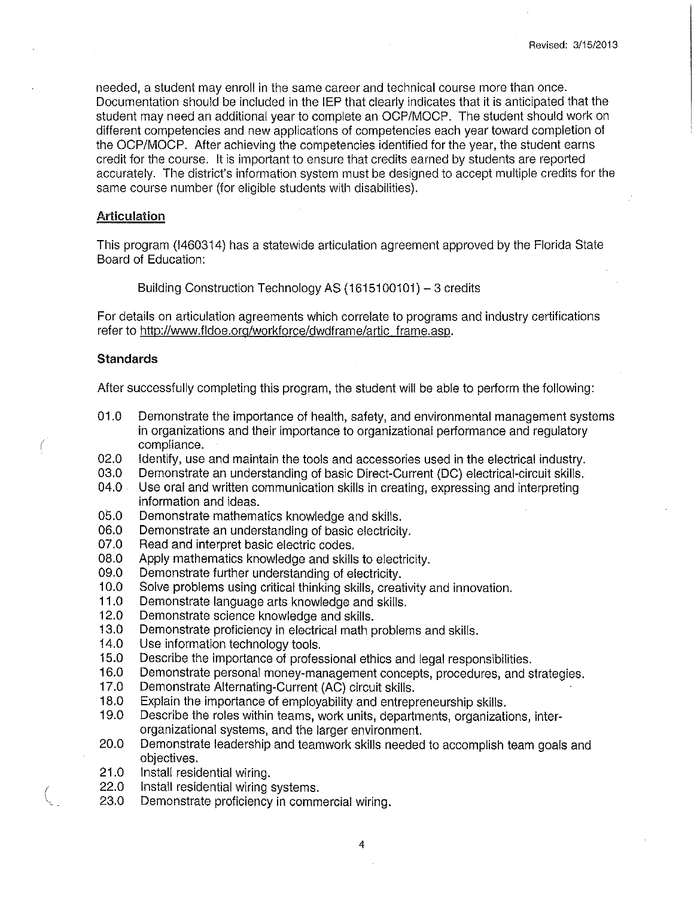needed, a student may enroll in the same career and technical course more than once. Documentation should be included in the IEP that clearly indicates that it is anticipated that the student may need an additional year to complete an OCP/MOCP. The student should work on different competencies and new applications of competencies each year toward completion of the OCP/MOCP. After achieving the competencies identified for the year, the student earns credit for the course. It is important to ensure that credits earned by students are reported accurately. The district's information system must be designed to accept multiple credits for the same course number (for eligible students with disabilities).

## Articulation

This program (I460314) has a statewide articulation agreement approved by the Florida State Board of Education:

> Building Construction Technology AS (1615100101) – 3 credits

For details on articulation agreements which correlate to programs and industry certifications refer to http://www.fldoe.org/workforce/dwdframe/artic_frame.asp.

## Standards

After successfully completing this program, the student will be able to perform the following:

- 01.0 Demonstrate the importance of health, safety, and environmental management systems in organizations and their importance to organizational performance and regulatory compliance.
- 02.0 Identify, use and maintain the tools and accessories used in the electrical industry.
- 03.0 Demonstrate an understanding of basic Direct-Current (DC) electrical-circuit skills.
- 04.0 Use oral and written communication skills in creating, expressing and interpreting information and ideas.
- 05.0 Demonstrate mathematics knowledge and skills.
- 06.0 Demonstrate an understanding of basic electricity.
- 07.0 Read and interpret basic electric codes.
- 08.0 Apply mathematics knowledge and skills to electricity.
- 09.0 Demonstrate further understanding of electricity.
- 10.0 Solve problems using critical thinking skills, creativity and innovation.
- 11.0 Demonstrate language arts knowledge and skills.
- 12.0 Demonstrate science knowledge and skills.
- 13.0 Demonstrate proficiency in electrical math problems and skills.
- 14.0 Use information technology tools.
- 15.0 Describe the importance of professional ethics and legal responsibilities.
- 16.0 Demonstrate personal money-management concepts, procedures, and strategies.
- 17.0 Demonstrate Alternating-Current (AC) circuit skills.
- 18.0 Explain the importance of employability and entrepreneurship skills.
- 19.0 Describe the roles within teams, work units, departments, organizations, inter-organizational systems, and the larger environment.
- 20.0 Demonstrate leadership and teamwork skills needed to accomplish team goals and objectives.
- 21.0 Install residential wiring.
- 22.0 Install residential wiring systems.
- 23.0 Demonstrate proficiency in commercial wiring.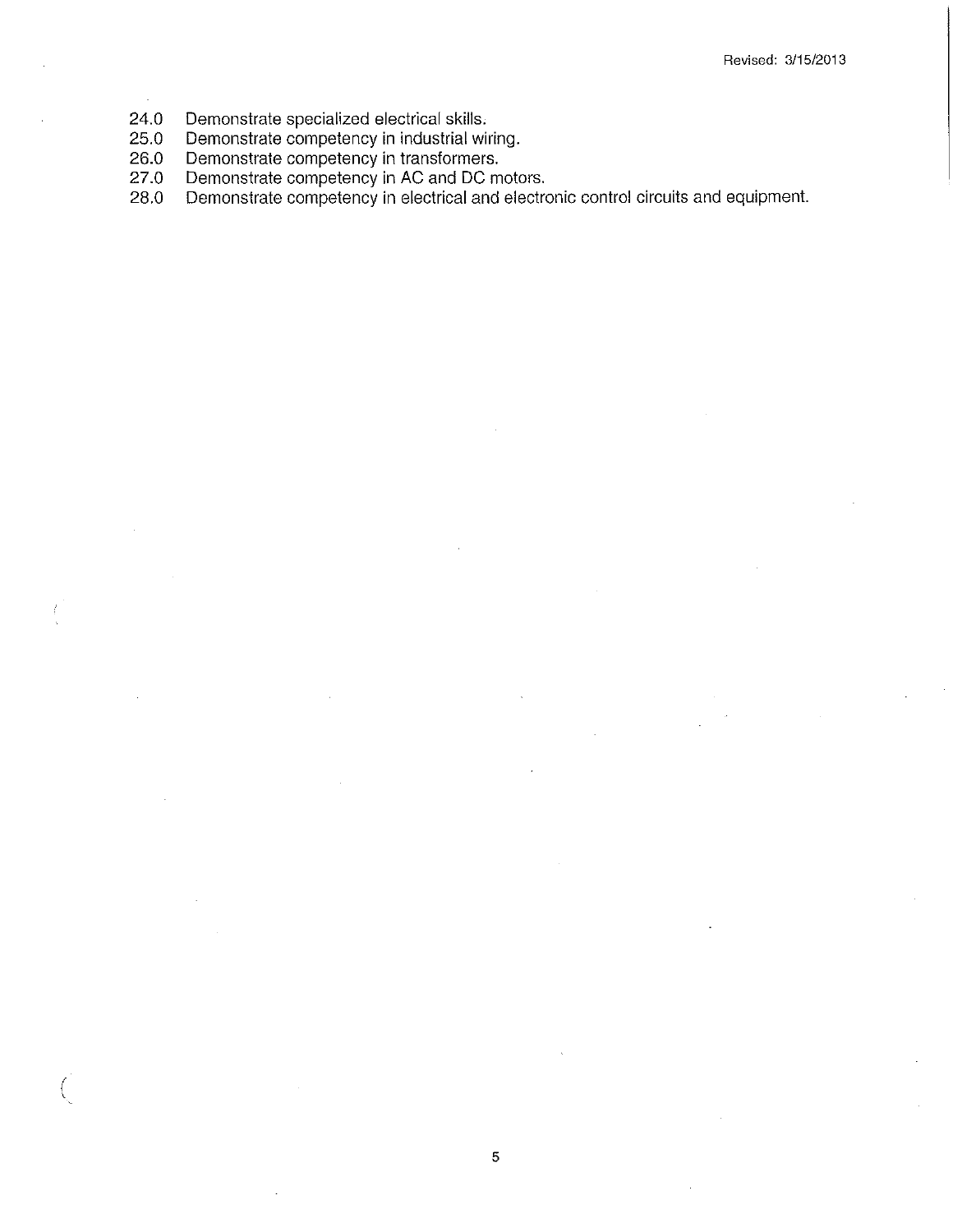24.0 Demonstrate specialized electrical skills.
25.0 Demonstrate competency in industrial wiring.
26.0 Demonstrate competency in transformers.
27.0 Demonstrate competency in AC and DC motors.
28.0 Demonstrate competency in electrical and electronic control circuits and equipment.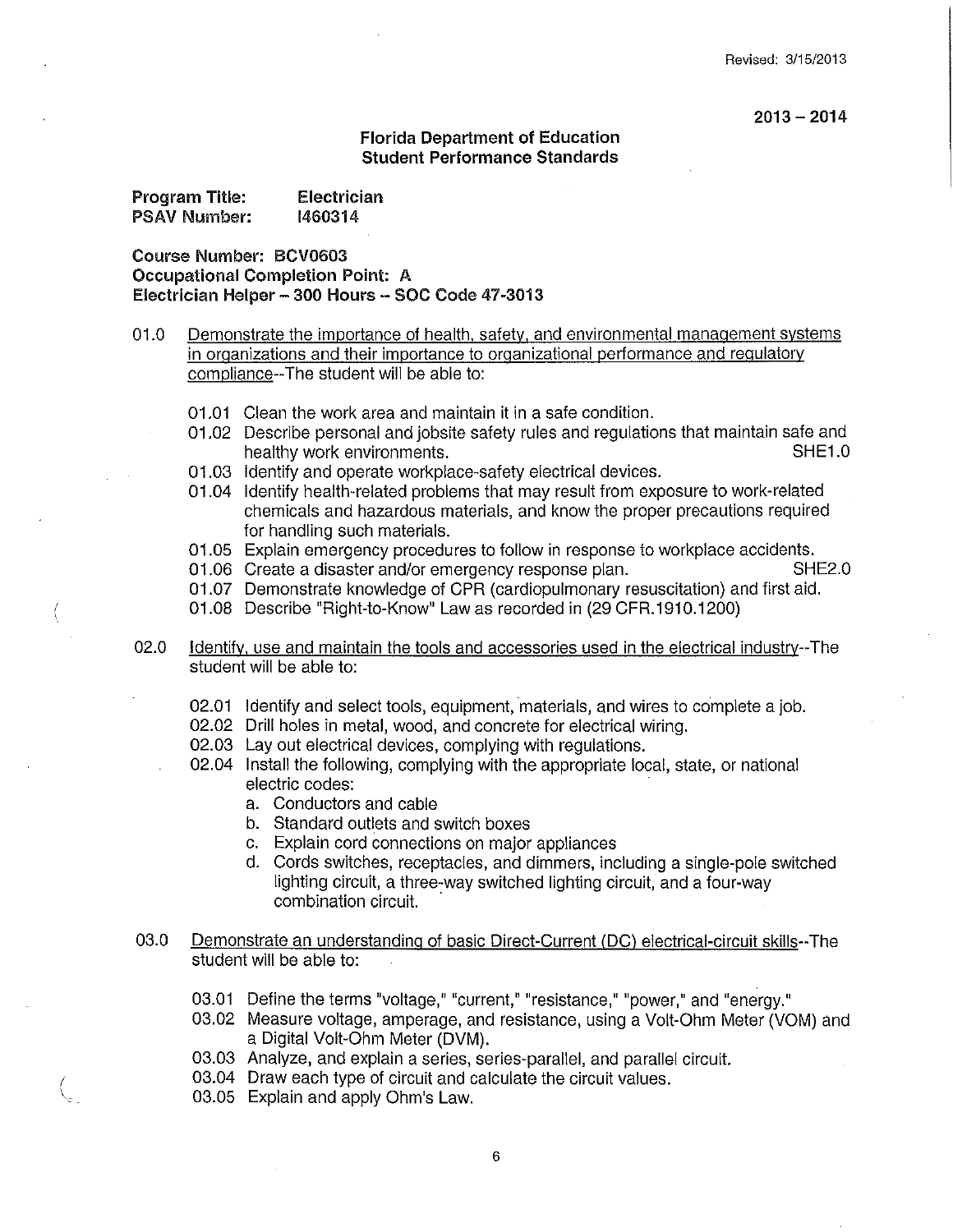Revised: 3/15/2013

2013 – 2014

**Florida Department of Education**
**Student Performance Standards**

**Program Title:** Electrician
**PSAV Number:** I460314

**Course Number: BCV0603**
**Occupational Completion Point: A**
**Electrician Helper – 300 Hours – SOC Code 47-3013**

01.0 Demonstrate the importance of health, safety, and environmental management systems in organizations and their importance to organizational performance and regulatory compliance--The student will be able to:

- 01.01 Clean the work area and maintain it in a safe condition.
- 01.02 Describe personal and jobsite safety rules and regulations that maintain safe and healthy work environments. SHE1.0
- 01.03 Identify and operate workplace-safety electrical devices.
- 01.04 Identify health-related problems that may result from exposure to work-related chemicals and hazardous materials, and know the proper precautions required for handling such materials.
- 01.05 Explain emergency procedures to follow in response to workplace accidents.
- 01.06 Create a disaster and/or emergency response plan. SHE2.0
- 01.07 Demonstrate knowledge of CPR (cardiopulmonary resuscitation) and first aid.
- 01.08 Describe "Right-to-Know" Law as recorded in (29 CFR.1910.1200)

02.0 Identify, use and maintain the tools and accessories used in the electrical industry--The student will be able to:

- 02.01 Identify and select tools, equipment, materials, and wires to complete a job.
- 02.02 Drill holes in metal, wood, and concrete for electrical wiring.
- 02.03 Lay out electrical devices, complying with regulations.
- 02.04 Install the following, complying with the appropriate local, state, or national electric codes:
  - a. Conductors and cable
  - b. Standard outlets and switch boxes
  - c. Explain cord connections on major appliances
  - d. Cords switches, receptacles, and dimmers, including a single-pole switched lighting circuit, a three-way switched lighting circuit, and a four-way combination circuit.

03.0 Demonstrate an understanding of basic Direct-Current (DC) electrical-circuit skills--The student will be able to:

- 03.01 Define the terms "voltage," "current," "resistance," "power," and "energy."
- 03.02 Measure voltage, amperage, and resistance, using a Volt-Ohm Meter (VOM) and a Digital Volt-Ohm Meter (DVM).
- 03.03 Analyze, and explain a series, series-parallel, and parallel circuit.
- 03.04 Draw each type of circuit and calculate the circuit values.
- 03.05 Explain and apply Ohm's Law.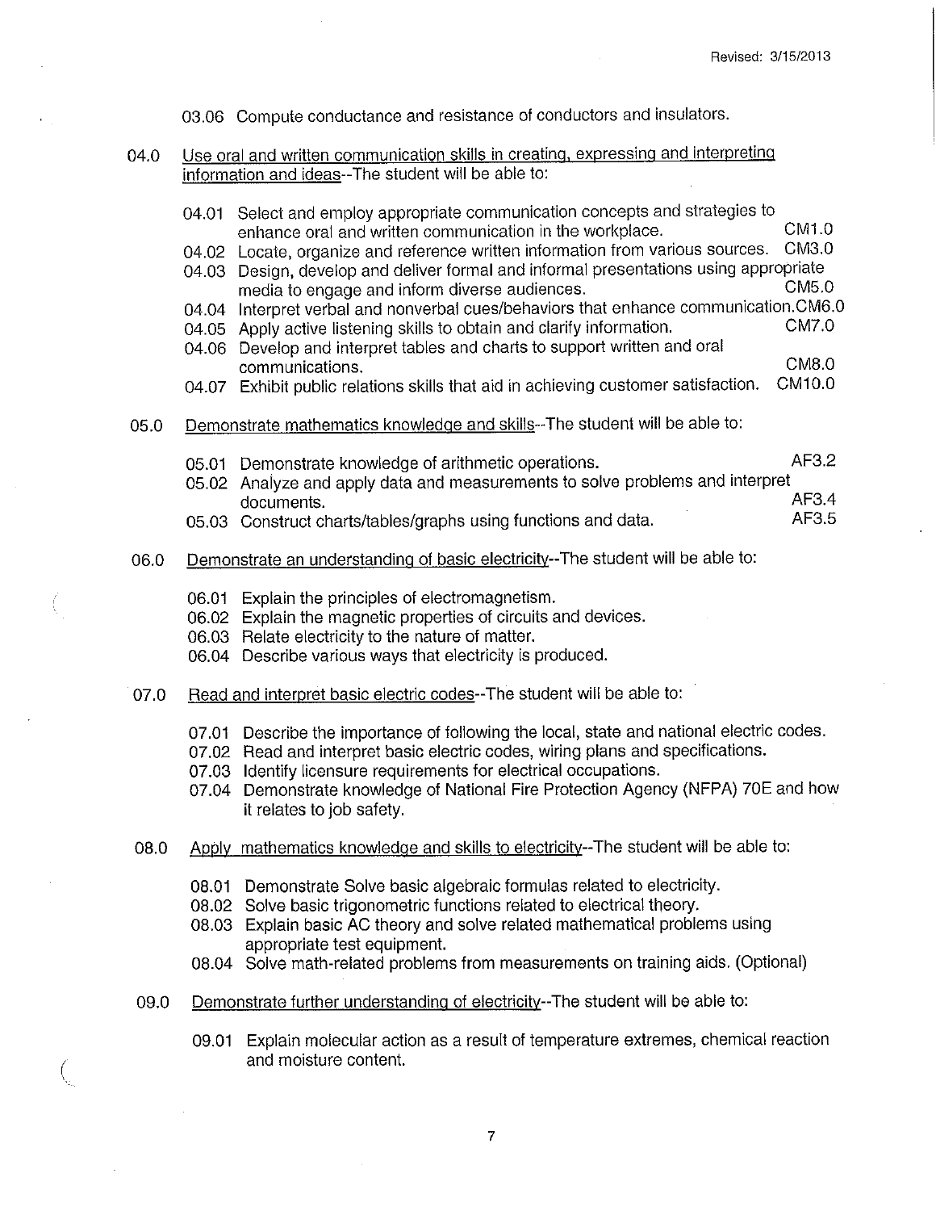03.06 Compute conductance and resistance of conductors and insulators.

04.0 Use oral and written communication skills in creating, expressing and interpreting information and ideas--The student will be able to:

04.01 Select and employ appropriate communication concepts and strategies to enhance oral and written communication in the workplace. CM1.0

04.02 Locate, organize and reference written information from various sources. CM3.0

04.03 Design, develop and deliver formal and informal presentations using appropriate media to engage and inform diverse audiences. CM5.0

04.04 Interpret verbal and nonverbal cues/behaviors that enhance communication. CM6.0

04.05 Apply active listening skills to obtain and clarify information. CM7.0

04.06 Develop and interpret tables and charts to support written and oral communications. CM8.0

04.07 Exhibit public relations skills that aid in achieving customer satisfaction. CM10.0

05.0 Demonstrate mathematics knowledge and skills--The student will be able to:

05.01 Demonstrate knowledge of arithmetic operations. AF3.2

05.02 Analyze and apply data and measurements to solve problems and interpret documents. AF3.4

05.03 Construct charts/tables/graphs using functions and data. AF3.5

06.0 Demonstrate an understanding of basic electricity--The student will be able to:

06.01 Explain the principles of electromagnetism.

06.02 Explain the magnetic properties of circuits and devices.

06.03 Relate electricity to the nature of matter.

06.04 Describe various ways that electricity is produced.

07.0 Read and interpret basic electric codes--The student will be able to:

07.01 Describe the importance of following the local, state and national electric codes.

07.02 Read and interpret basic electric codes, wiring plans and specifications.

07.03 Identify licensure requirements for electrical occupations.

07.04 Demonstrate knowledge of National Fire Protection Agency (NFPA) 70E and how it relates to job safety.

08.0 Apply mathematics knowledge and skills to electricity--The student will be able to:

08.01 Demonstrate Solve basic algebraic formulas related to electricity.

08.02 Solve basic trigonometric functions related to electrical theory.

08.03 Explain basic AC theory and solve related mathematical problems using appropriate test equipment.

08.04 Solve math-related problems from measurements on training aids. (Optional)

09.0 Demonstrate further understanding of electricity--The student will be able to:

09.01 Explain molecular action as a result of temperature extremes, chemical reaction and moisture content.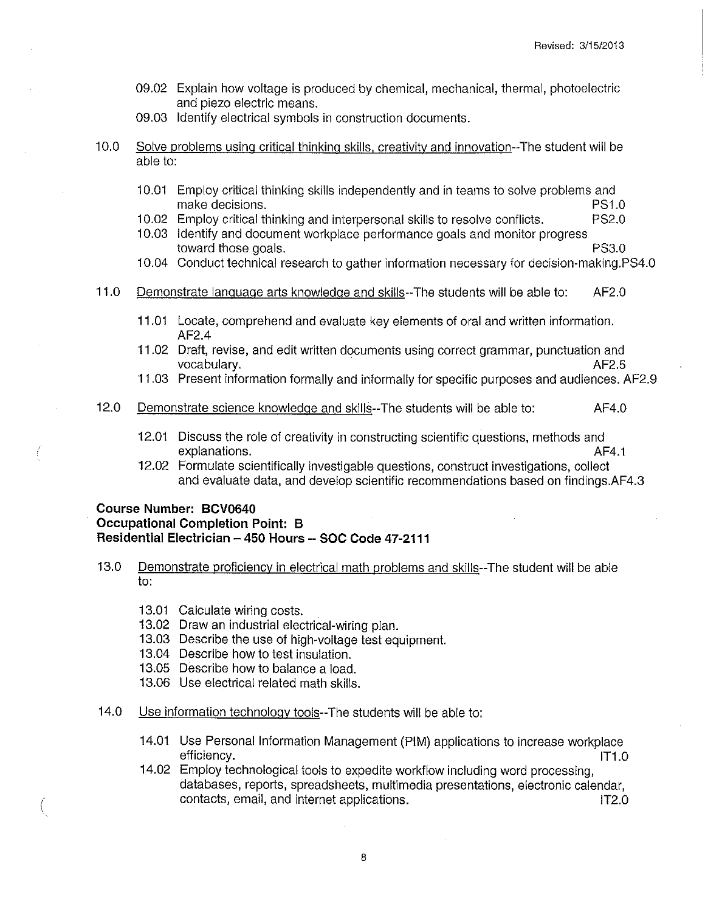09.02 Explain how voltage is produced by chemical, mechanical, thermal, photoelectric and piezo electric means.
09.03 Identify electrical symbols in construction documents.

10.0 Solve problems using critical thinking skills, creativity and innovation--The student will be able to:

10.01 Employ critical thinking skills independently and in teams to solve problems and make decisions. PS1.0
10.02 Employ critical thinking and interpersonal skills to resolve conflicts. PS2.0
10.03 Identify and document workplace performance goals and monitor progress toward those goals. PS3.0
10.04 Conduct technical research to gather information necessary for decision-making.PS4.0

11.0 Demonstrate language arts knowledge and skills--The students will be able to: AF2.0

11.01 Locate, comprehend and evaluate key elements of oral and written information. AF2.4
11.02 Draft, revise, and edit written documents using correct grammar, punctuation and vocabulary. AF2.5
11.03 Present information formally and informally for specific purposes and audiences. AF2.9

12.0 Demonstrate science knowledge and skills--The students will be able to: AF4.0

12.01 Discuss the role of creativity in constructing scientific questions, methods and explanations. AF4.1
12.02 Formulate scientifically investigable questions, construct investigations, collect and evaluate data, and develop scientific recommendations based on findings.AF4.3

**Course Number: BCV0640**
**Occupational Completion Point: B**
**Residential Electrician – 450 Hours -- SOC Code 47-2111**

13.0 Demonstrate proficiency in electrical math problems and skills--The student will be able to:

13.01 Calculate wiring costs.
13.02 Draw an industrial electrical-wiring plan.
13.03 Describe the use of high-voltage test equipment.
13.04 Describe how to test insulation.
13.05 Describe how to balance a load.
13.06 Use electrical related math skills.

14.0 Use information technology tools--The students will be able to:

14.01 Use Personal Information Management (PIM) applications to increase workplace efficiency. IT1.0
14.02 Employ technological tools to expedite workflow including word processing, databases, reports, spreadsheets, multimedia presentations, electronic calendar, contacts, email, and internet applications. IT2.0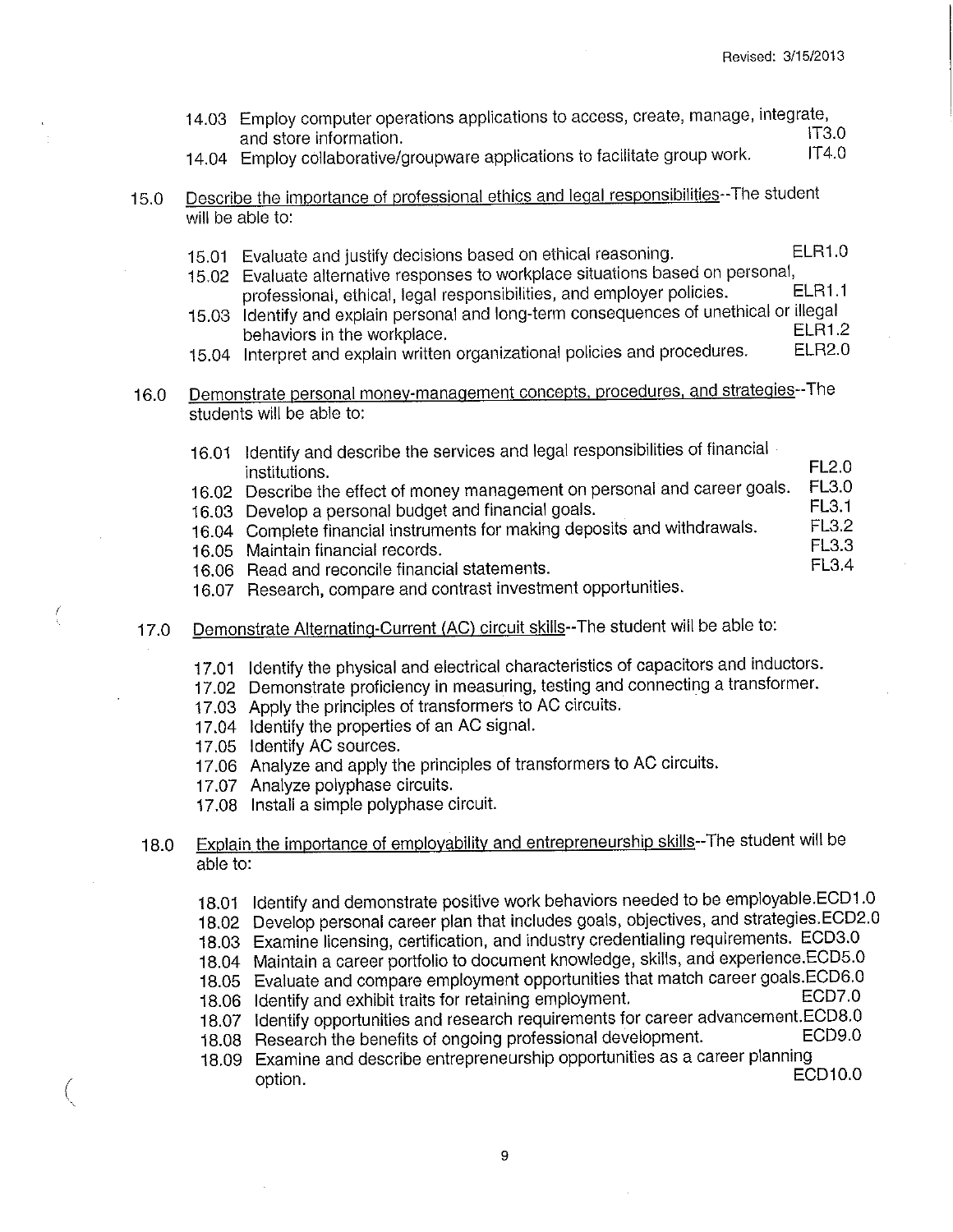14.03 Employ computer operations applications to access, create, manage, integrate, and store information. IT3.0
14.04 Employ collaborative/groupware applications to facilitate group work. IT4.0

15.0 Describe the importance of professional ethics and legal responsibilities--The student will be able to:

15.01 Evaluate and justify decisions based on ethical reasoning. ELR1.0
15.02 Evaluate alternative responses to workplace situations based on personal, professional, ethical, legal responsibilities, and employer policies. ELR1.1
15.03 Identify and explain personal and long-term consequences of unethical or illegal behaviors in the workplace. ELR1.2
15.04 Interpret and explain written organizational policies and procedures. ELR2.0

16.0 Demonstrate personal money-management concepts, procedures, and strategies--The students will be able to:

16.01 Identify and describe the services and legal responsibilities of financial institutions. FL2.0
16.02 Describe the effect of money management on personal and career goals. FL3.0
16.03 Develop a personal budget and financial goals. FL3.1
16.04 Complete financial instruments for making deposits and withdrawals. FL3.2
16.05 Maintain financial records. FL3.3
16.06 Read and reconcile financial statements. FL3.4
16.07 Research, compare and contrast investment opportunities.

17.0 Demonstrate Alternating-Current (AC) circuit skills--The student will be able to:

17.01 Identify the physical and electrical characteristics of capacitors and inductors.
17.02 Demonstrate proficiency in measuring, testing and connecting a transformer.
17.03 Apply the principles of transformers to AC circuits.
17.04 Identify the properties of an AC signal.
17.05 Identify AC sources.
17.06 Analyze and apply the principles of transformers to AC circuits.
17.07 Analyze polyphase circuits.
17.08 Install a simple polyphase circuit.

18.0 Explain the importance of employability and entrepreneurship skills--The student will be able to:

18.01 Identify and demonstrate positive work behaviors needed to be employable. ECD1.0
18.02 Develop personal career plan that includes goals, objectives, and strategies. ECD2.0
18.03 Examine licensing, certification, and industry credentialing requirements. ECD3.0
18.04 Maintain a career portfolio to document knowledge, skills, and experience. ECD5.0
18.05 Evaluate and compare employment opportunities that match career goals. ECD6.0
18.06 Identify and exhibit traits for retaining employment. ECD7.0
18.07 Identify opportunities and research requirements for career advancement. ECD8.0
18.08 Research the benefits of ongoing professional development. ECD9.0
18.09 Examine and describe entrepreneurship opportunities as a career planning option. ECD10.0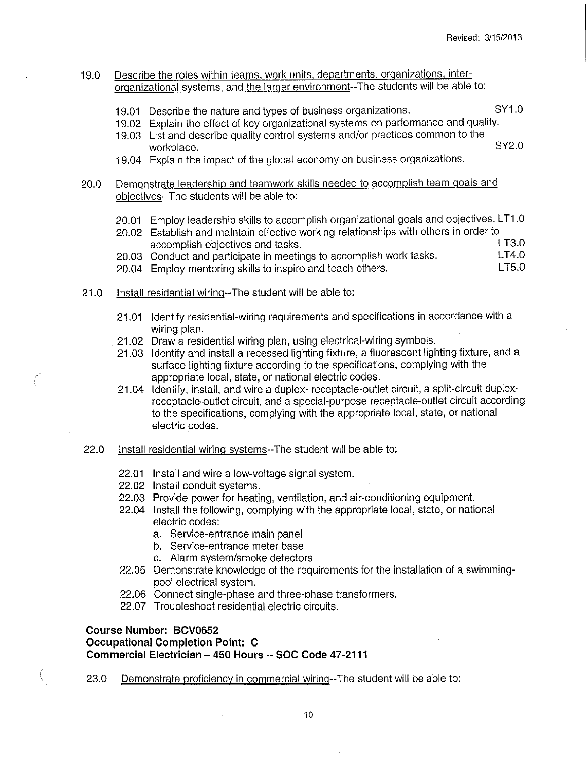19.0 Describe the roles within teams, work units, departments, organizations, inter-organizational systems, and the larger environment--The students will be able to:

- 19.01 Describe the nature and types of business organizations. SY1.0
- 19.02 Explain the effect of key organizational systems on performance and quality.
- 19.03 List and describe quality control systems and/or practices common to the workplace. SY2.0
- 19.04 Explain the impact of the global economy on business organizations.

20.0 Demonstrate leadership and teamwork skills needed to accomplish team goals and objectives--The students will be able to:

- 20.01 Employ leadership skills to accomplish organizational goals and objectives. LT1.0
- 20.02 Establish and maintain effective working relationships with others in order to accomplish objectives and tasks. LT3.0
- 20.03 Conduct and participate in meetings to accomplish work tasks. LT4.0
- 20.04 Employ mentoring skills to inspire and teach others. LT5.0

21.0 Install residential wiring--The student will be able to:

- 21.01 Identify residential-wiring requirements and specifications in accordance with a wiring plan.
- 21.02 Draw a residential wiring plan, using electrical-wiring symbols.
- 21.03 Identify and install a recessed lighting fixture, a fluorescent lighting fixture, and a surface lighting fixture according to the specifications, complying with the appropriate local, state, or national electric codes.
- 21.04 Identify, install, and wire a duplex- receptacle-outlet circuit, a split-circuit duplex-receptacle-outlet circuit, and a special-purpose receptacle-outlet circuit according to the specifications, complying with the appropriate local, state, or national electric codes.

22.0 Install residential wiring systems--The student will be able to:

- 22.01 Install and wire a low-voltage signal system.
- 22.02 Install conduit systems.
- 22.03 Provide power for heating, ventilation, and air-conditioning equipment.
- 22.04 Install the following, complying with the appropriate local, state, or national electric codes:
  - a. Service-entrance main panel
  - b. Service-entrance meter base
  - c. Alarm system/smoke detectors
- 22.05 Demonstrate knowledge of the requirements for the installation of a swimming-pool electrical system.
- 22.06 Connect single-phase and three-phase transformers.
- 22.07 Troubleshoot residential electric circuits.

**Course Number: BCV0652**
**Occupational Completion Point: C**
**Commercial Electrician – 450 Hours -- SOC Code 47-2111**

23.0 Demonstrate proficiency in commercial wiring--The student will be able to: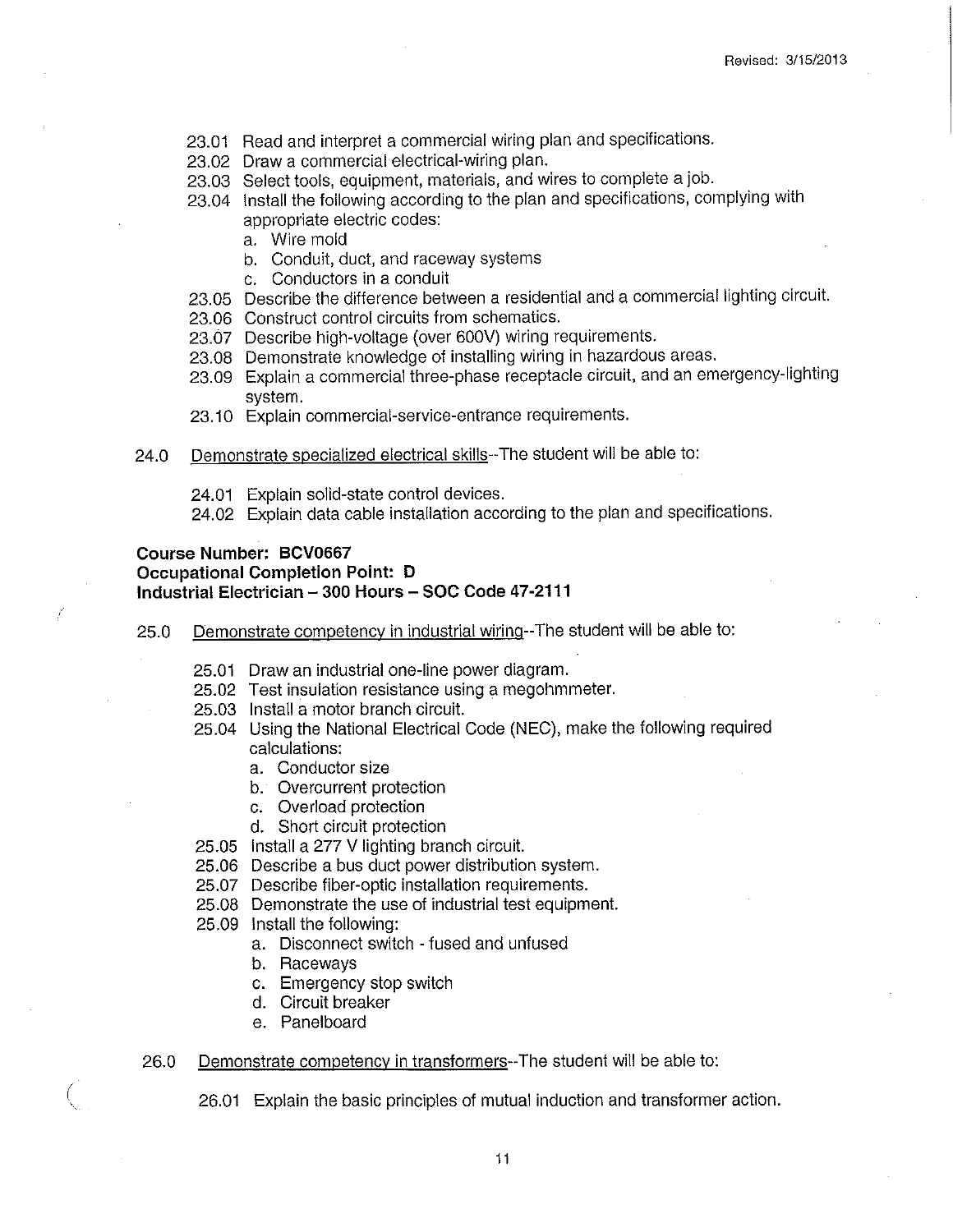23.01 Read and interpret a commercial wiring plan and specifications.
23.02 Draw a commercial electrical-wiring plan.
23.03 Select tools, equipment, materials, and wires to complete a job.
23.04 Install the following according to the plan and specifications, complying with appropriate electric codes:
  a. Wire mold
  b. Conduit, duct, and raceway systems
  c. Conductors in a conduit
23.05 Describe the difference between a residential and a commercial lighting circuit.
23.06 Construct control circuits from schematics.
23.07 Describe high-voltage (over 600V) wiring requirements.
23.08 Demonstrate knowledge of installing wiring in hazardous areas.
23.09 Explain a commercial three-phase receptacle circuit, and an emergency-lighting system.
23.10 Explain commercial-service-entrance requirements.

24.0 Demonstrate specialized electrical skills--The student will be able to:

24.01 Explain solid-state control devices.
24.02 Explain data cable installation according to the plan and specifications.

**Course Number: BCV0667**
**Occupational Completion Point: D**
**Industrial Electrician – 300 Hours – SOC Code 47-2111**

25.0 Demonstrate competency in industrial wiring--The student will be able to:

25.01 Draw an industrial one-line power diagram.
25.02 Test insulation resistance using a megohmmeter.
25.03 Install a motor branch circuit.
25.04 Using the National Electrical Code (NEC), make the following required calculations:
  a. Conductor size
  b. Overcurrent protection
  c. Overload protection
  d. Short circuit protection
25.05 Install a 277 V lighting branch circuit.
25.06 Describe a bus duct power distribution system.
25.07 Describe fiber-optic installation requirements.
25.08 Demonstrate the use of industrial test equipment.
25.09 Install the following:
  a. Disconnect switch - fused and unfused
  b. Raceways
  c. Emergency stop switch
  d. Circuit breaker
  e. Panelboard

26.0 Demonstrate competency in transformers--The student will be able to:

26.01 Explain the basic principles of mutual induction and transformer action.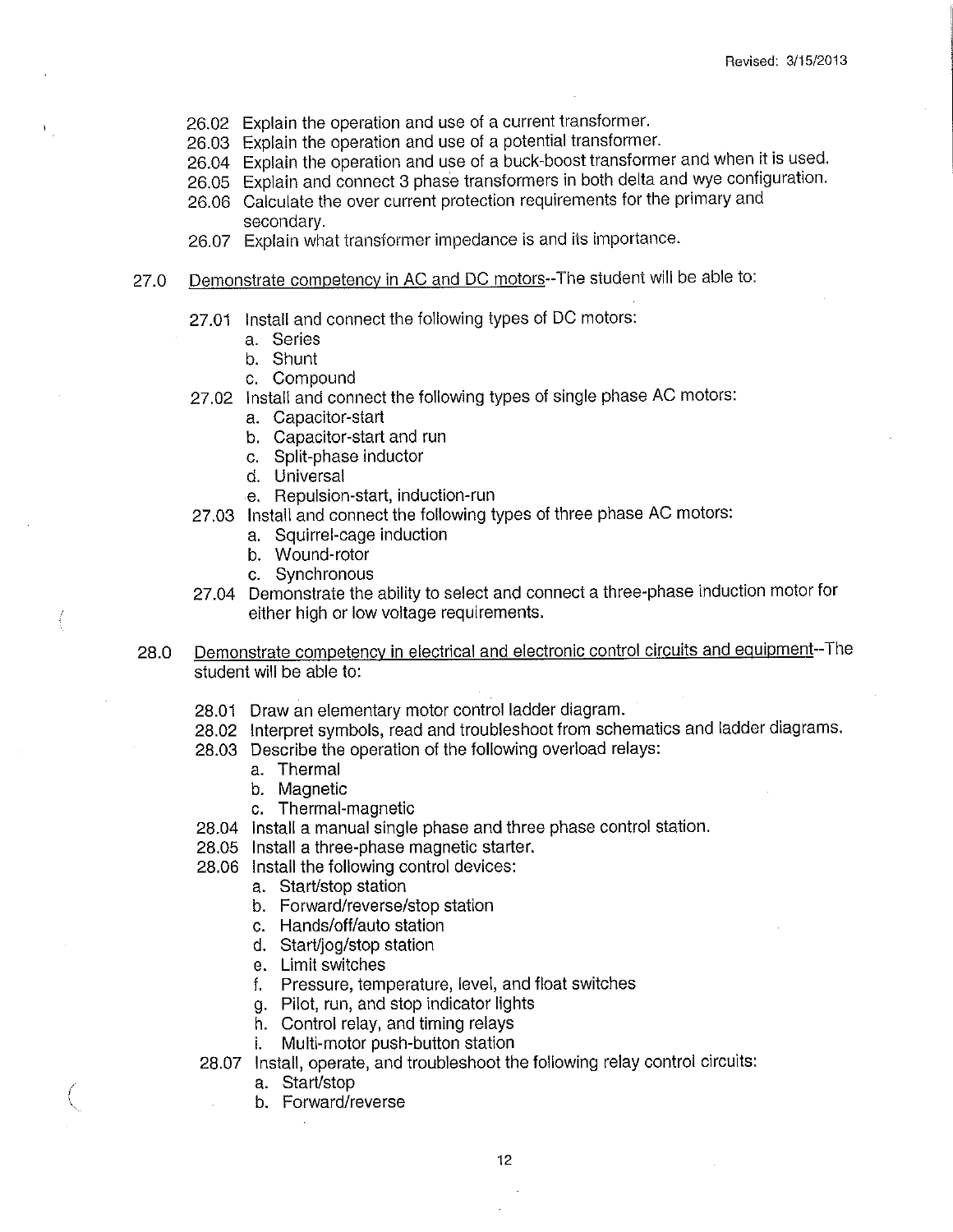26.02 Explain the operation and use of a current transformer.
26.03 Explain the operation and use of a potential transformer.
26.04 Explain the operation and use of a buck-boost transformer and when it is used.
26.05 Explain and connect 3 phase transformers in both delta and wye configuration.
26.06 Calculate the over current protection requirements for the primary and secondary.
26.07 Explain what transformer impedance is and its importance.

27.0 Demonstrate competency in AC and DC motors--The student will be able to:

27.01 Install and connect the following types of DC motors:
  a. Series
  b. Shunt
  c. Compound
27.02 Install and connect the following types of single phase AC motors:
  a. Capacitor-start
  b. Capacitor-start and run
  c. Split-phase inductor
  d. Universal
  e. Repulsion-start, induction-run
27.03 Install and connect the following types of three phase AC motors:
  a. Squirrel-cage induction
  b. Wound-rotor
  c. Synchronous
27.04 Demonstrate the ability to select and connect a three-phase induction motor for either high or low voltage requirements.

28.0 Demonstrate competency in electrical and electronic control circuits and equipment--The student will be able to:

28.01 Draw an elementary motor control ladder diagram.
28.02 Interpret symbols, read and troubleshoot from schematics and ladder diagrams.
28.03 Describe the operation of the following overload relays:
  a. Thermal
  b. Magnetic
  c. Thermal-magnetic
28.04 Install a manual single phase and three phase control station.
28.05 Install a three-phase magnetic starter.
28.06 Install the following control devices:
  a. Start/stop station
  b. Forward/reverse/stop station
  c. Hands/off/auto station
  d. Start/jog/stop station
  e. Limit switches
  f. Pressure, temperature, level, and float switches
  g. Pilot, run, and stop indicator lights
  h. Control relay, and timing relays
  i. Multi-motor push-button station
28.07 Install, operate, and troubleshoot the following relay control circuits:
  a. Start/stop
  b. Forward/reverse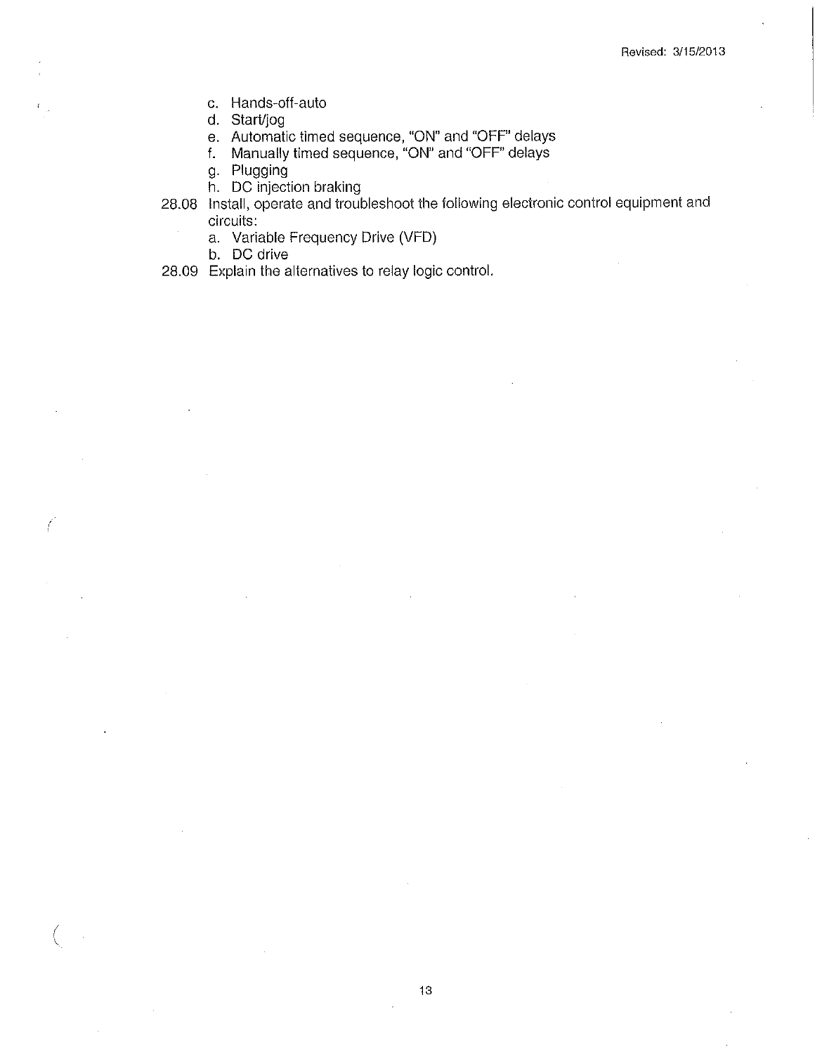c. Hands-off-auto
   d. Start/jog
   e. Automatic timed sequence, "ON" and "OFF" delays
   f. Manually timed sequence, "ON" and "OFF" delays
   g. Plugging
   h. DC injection braking

28.08 Install, operate and troubleshoot the following electronic control equipment and circuits:
   a. Variable Frequency Drive (VFD)
   b. DC drive

28.09 Explain the alternatives to relay logic control.